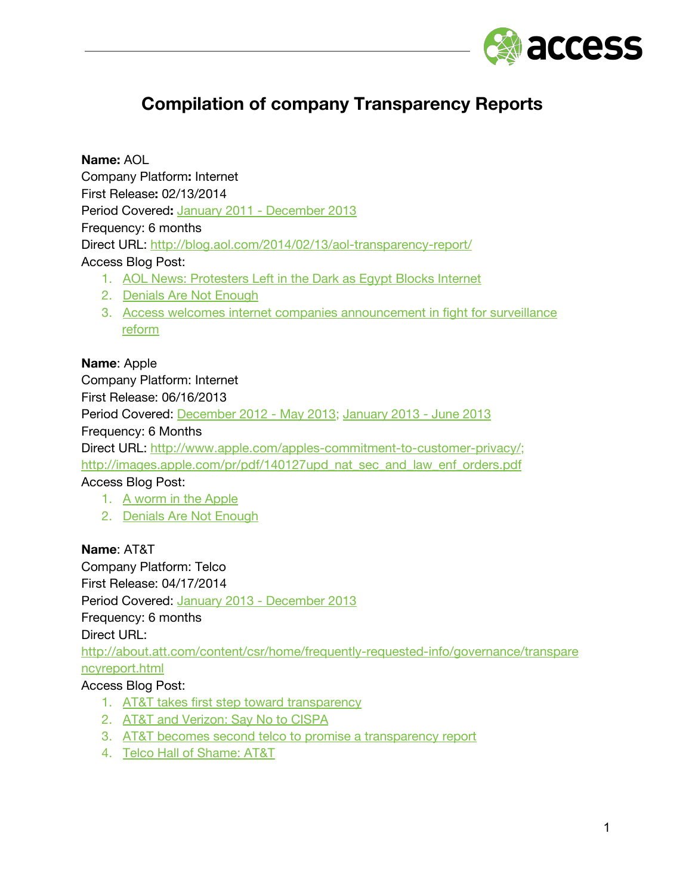# Compilation of company Transparency Reports

**Name:** AOL
Company Platform**:** Internet
First Release**:** 02/13/2014
Period Covered**:** January 2011 - December 2013
Frequency: 6 months
Direct URL: http://blog.aol.com/2014/02/13/aol-transparency-report/
Access Blog Post:

1. AOL News: Protesters Left in the Dark as Egypt Blocks Internet
2. Denials Are Not Enough
3. Access welcomes internet companies announcement in fight for surveillance reform

**Name**: Apple
Company Platform: Internet
First Release: 06/16/2013
Period Covered: December 2012 - May 2013; January 2013 - June 2013
Frequency: 6 Months
Direct URL: http://www.apple.com/apples-commitment-to-customer-privacy/; http://images.apple.com/pr/pdf/140127upd_nat_sec_and_law_enf_orders.pdf
Access Blog Post:

1. A worm in the Apple
2. Denials Are Not Enough

**Name**: AT&T
Company Platform: Telco
First Release: 04/17/2014
Period Covered: January 2013 - December 2013
Frequency: 6 months
Direct URL: http://about.att.com/content/csr/home/frequently-requested-info/governance/transparencyreport.html
Access Blog Post:

1. AT&T takes first step toward transparency
2. AT&T and Verizon: Say No to CISPA
3. AT&T becomes second telco to promise a transparency report
4. Telco Hall of Shame: AT&T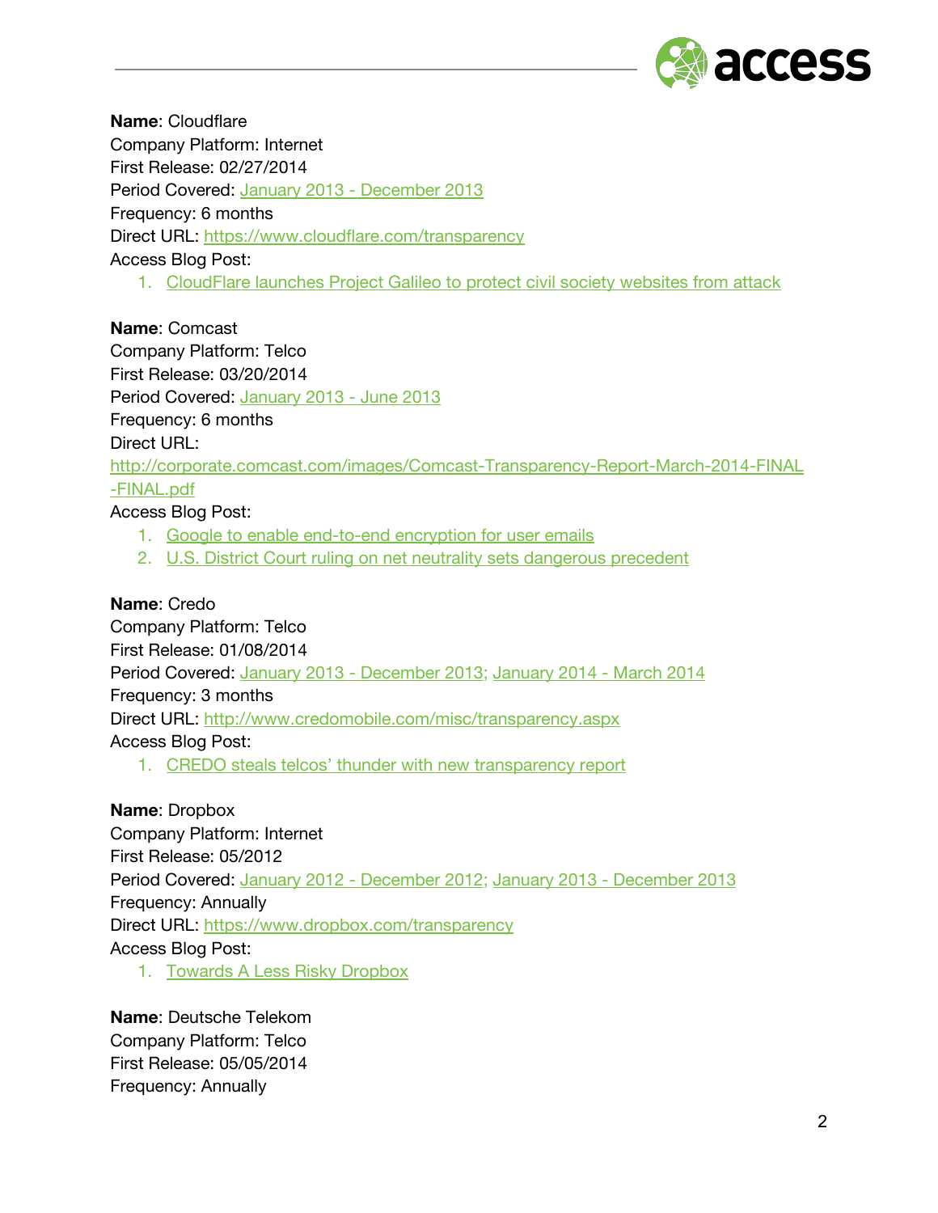**Name**: Cloudflare
Company Platform: Internet
First Release: 02/27/2014
Period Covered: January 2013 - December 2013
Frequency: 6 months
Direct URL: https://www.cloudflare.com/transparency
Access Blog Post:

1. CloudFlare launches Project Galileo to protect civil society websites from attack

**Name**: Comcast
Company Platform: Telco
First Release: 03/20/2014
Period Covered: January 2013 - June 2013
Frequency: 6 months
Direct URL:
http://corporate.comcast.com/images/Comcast-Transparency-Report-March-2014-FINAL-FINAL.pdf
Access Blog Post:

1. Google to enable end-to-end encryption for user emails
2. U.S. District Court ruling on net neutrality sets dangerous precedent

**Name**: Credo
Company Platform: Telco
First Release: 01/08/2014
Period Covered: January 2013 - December 2013; January 2014 - March 2014
Frequency: 3 months
Direct URL: http://www.credomobile.com/misc/transparency.aspx
Access Blog Post:

1. CREDO steals telcos' thunder with new transparency report

**Name**: Dropbox
Company Platform: Internet
First Release: 05/2012
Period Covered: January 2012 - December 2012; January 2013 - December 2013
Frequency: Annually
Direct URL: https://www.dropbox.com/transparency
Access Blog Post:

1. Towards A Less Risky Dropbox

**Name**: Deutsche Telekom
Company Platform: Telco
First Release: 05/05/2014
Frequency: Annually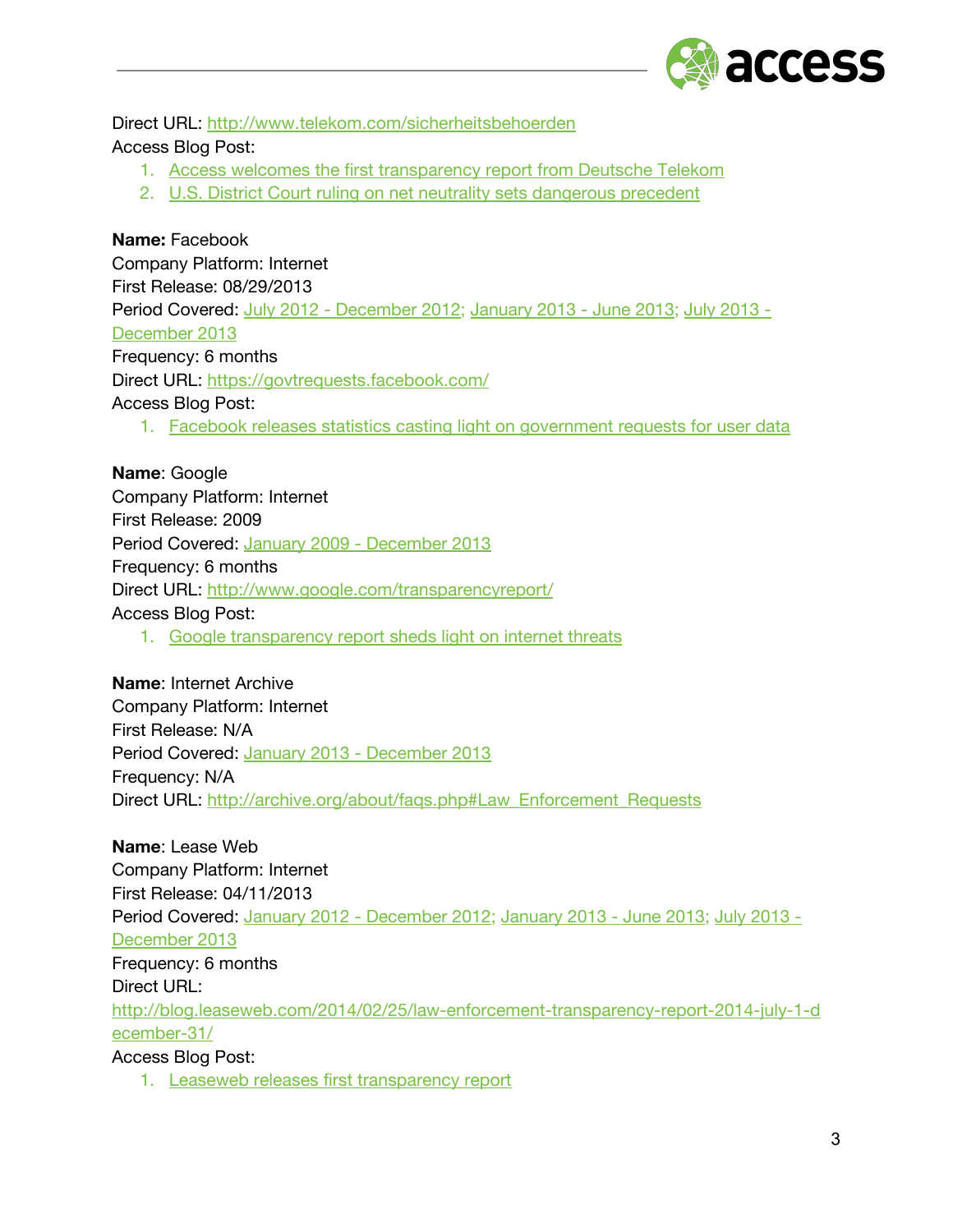Direct URL: http://www.telekom.com/sicherheitsbehoerden
Access Blog Post:

1. Access welcomes the first transparency report from Deutsche Telekom
2. U.S. District Court ruling on net neutrality sets dangerous precedent

**Name:** Facebook
Company Platform: Internet
First Release: 08/29/2013
Period Covered: July 2012 - December 2012; January 2013 - June 2013; July 2013 - December 2013
Frequency: 6 months
Direct URL: https://govtrequests.facebook.com/
Access Blog Post:

1. Facebook releases statistics casting light on government requests for user data

**Name**: Google
Company Platform: Internet
First Release: 2009
Period Covered: January 2009 - December 2013
Frequency: 6 months
Direct URL: http://www.google.com/transparencyreport/
Access Blog Post:

1. Google transparency report sheds light on internet threats

**Name**: Internet Archive
Company Platform: Internet
First Release: N/A
Period Covered: January 2013 - December 2013
Frequency: N/A
Direct URL: http://archive.org/about/faqs.php#Law_Enforcement_Requests

**Name**: Lease Web
Company Platform: Internet
First Release: 04/11/2013
Period Covered: January 2012 - December 2012; January 2013 - June 2013; July 2013 - December 2013
Frequency: 6 months
Direct URL:
http://blog.leaseweb.com/2014/02/25/law-enforcement-transparency-report-2014-july-1-december-31/
Access Blog Post:

1. Leaseweb releases first transparency report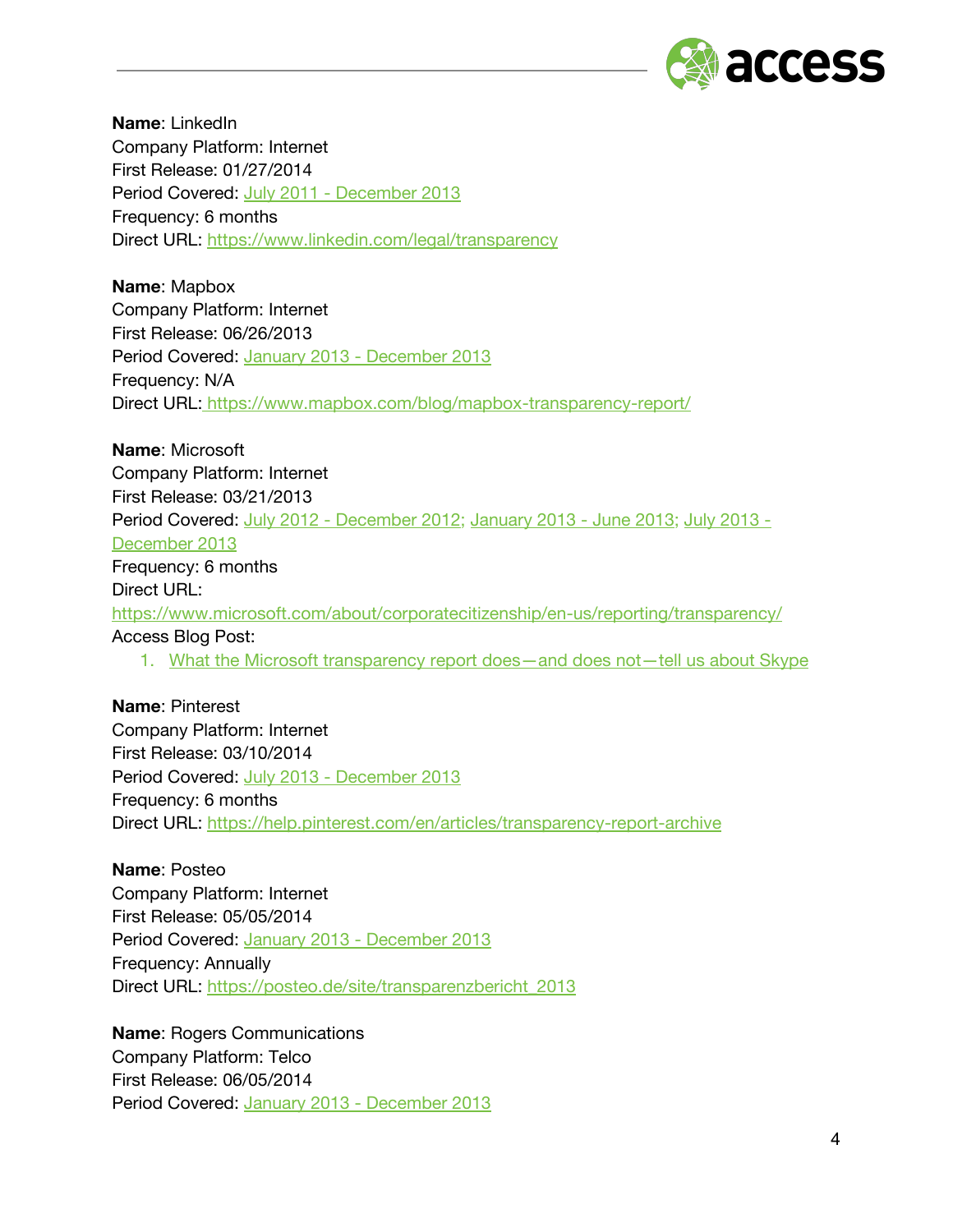**Name**: LinkedIn
Company Platform: Internet
First Release: 01/27/2014
Period Covered: July 2011 - December 2013
Frequency: 6 months
Direct URL: https://www.linkedin.com/legal/transparency

**Name**: Mapbox
Company Platform: Internet
First Release: 06/26/2013
Period Covered: January 2013 - December 2013
Frequency: N/A
Direct URL: https://www.mapbox.com/blog/mapbox-transparency-report/

**Name**: Microsoft
Company Platform: Internet
First Release: 03/21/2013
Period Covered: July 2012 - December 2012; January 2013 - June 2013; July 2013 - December 2013
Frequency: 6 months
Direct URL:
https://www.microsoft.com/about/corporatecitizenship/en-us/reporting/transparency/
Access Blog Post:

1. What the Microsoft transparency report does—and does not—tell us about Skype

**Name**: Pinterest
Company Platform: Internet
First Release: 03/10/2014
Period Covered: July 2013 - December 2013
Frequency: 6 months
Direct URL: https://help.pinterest.com/en/articles/transparency-report-archive

**Name**: Posteo
Company Platform: Internet
First Release: 05/05/2014
Period Covered: January 2013 - December 2013
Frequency: Annually
Direct URL: https://posteo.de/site/transparenzbericht_2013

**Name**: Rogers Communications
Company Platform: Telco
First Release: 06/05/2014
Period Covered: January 2013 - December 2013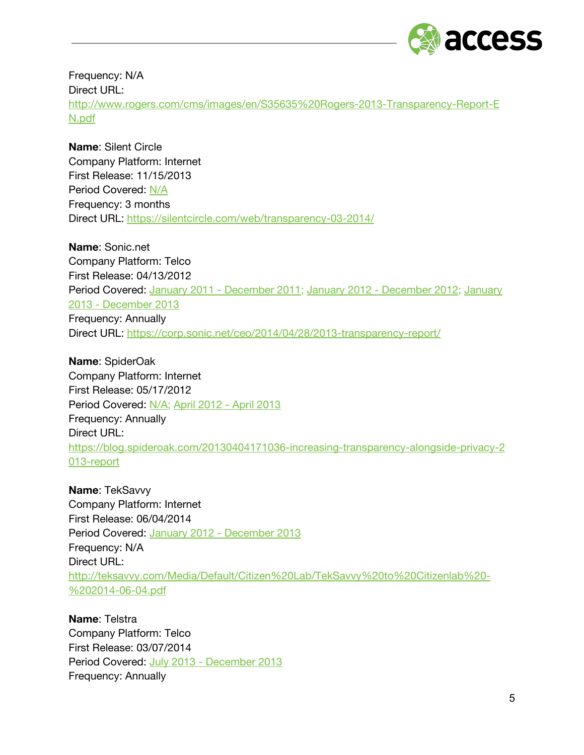Frequency: N/A
Direct URL: http://www.rogers.com/cms/images/en/S35635%20Rogers-2013-Transparency-Report-EN.pdf

**Name**: Silent Circle
Company Platform: Internet
First Release: 11/15/2013
Period Covered: N/A
Frequency: 3 months
Direct URL: https://silentcircle.com/web/transparency-03-2014/

**Name**: Sonic.net
Company Platform: Telco
First Release: 04/13/2012
Period Covered: January 2011 - December 2011; January 2012 - December 2012; January 2013 - December 2013
Frequency: Annually
Direct URL: https://corp.sonic.net/ceo/2014/04/28/2013-transparency-report/

**Name**: SpiderOak
Company Platform: Internet
First Release: 05/17/2012
Period Covered: N/A; April 2012 - April 2013
Frequency: Annually
Direct URL: https://blog.spideroak.com/20130404171036-increasing-transparency-alongside-privacy-2013-report

**Name**: TekSavvy
Company Platform: Internet
First Release: 06/04/2014
Period Covered: January 2012 - December 2013
Frequency: N/A
Direct URL: http://teksavvy.com/Media/Default/Citizen%20Lab/TekSavvy%20to%20Citizenlab%20-%202014-06-04.pdf

**Name**: Telstra
Company Platform: Telco
First Release: 03/07/2014
Period Covered: July 2013 - December 2013
Frequency: Annually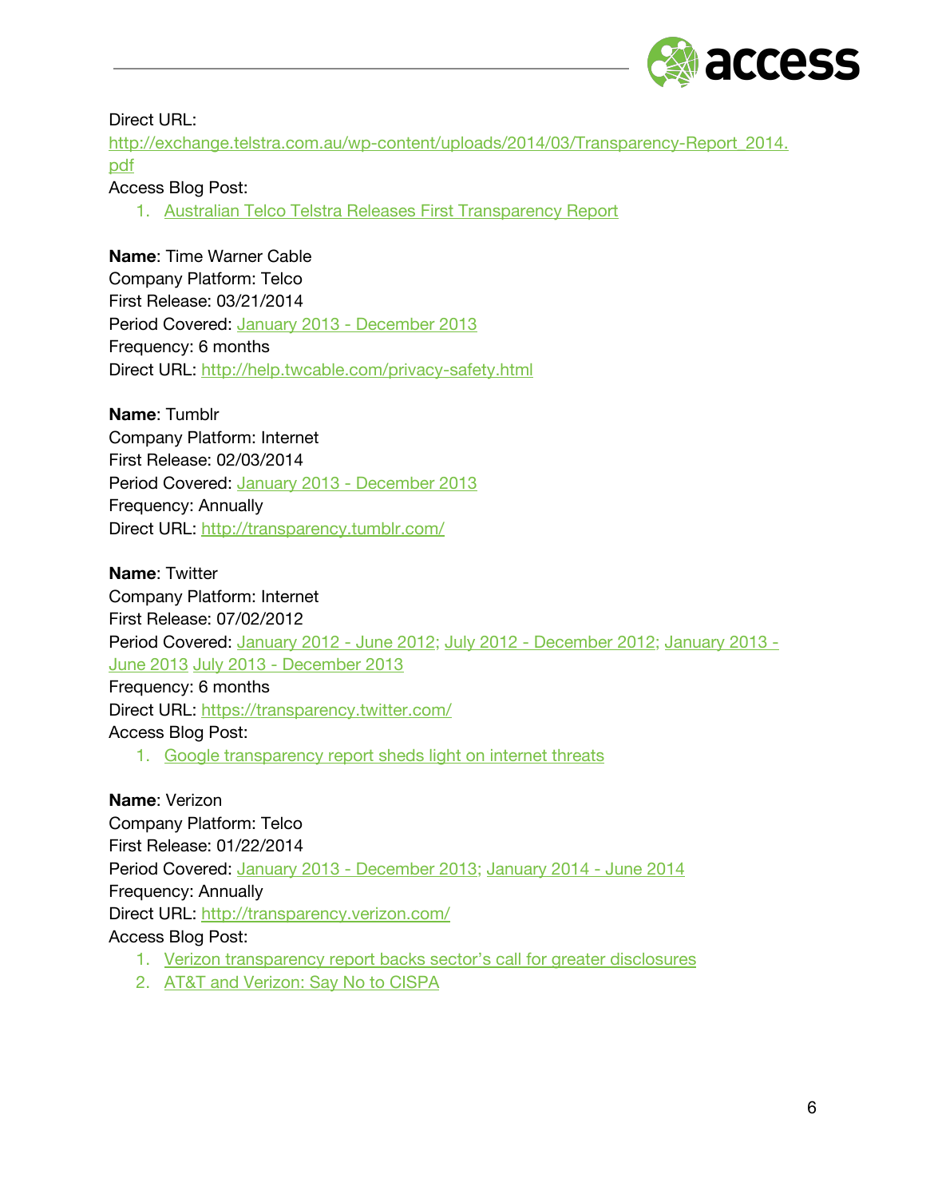Direct URL: [http://exchange.telstra.com.au/wp-content/uploads/2014/03/Transparency-Report_2014.pdf](http://exchange.telstra.com.au/wp-content/uploads/2014/03/Transparency-Report_2014.pdf)

Access Blog Post:

1. [Australian Telco Telstra Releases First Transparency Report]()

**Name**: Time Warner Cable
Company Platform: Telco
First Release: 03/21/2014
Period Covered: [January 2013 - December 2013]()
Frequency: 6 months
Direct URL: [http://help.twcable.com/privacy-safety.html](http://help.twcable.com/privacy-safety.html)

**Name**: Tumblr
Company Platform: Internet
First Release: 02/03/2014
Period Covered: [January 2013 - December 2013]()
Frequency: Annually
Direct URL: [http://transparency.tumblr.com/](http://transparency.tumblr.com/)

**Name**: Twitter
Company Platform: Internet
First Release: 07/02/2012
Period Covered: [January 2012 - June 2012](); [July 2012 - December 2012](); [January 2013 - June 2013]() [July 2013 - December 2013]()
Frequency: 6 months
Direct URL: [https://transparency.twitter.com/](https://transparency.twitter.com/)
Access Blog Post:

1. [Google transparency report sheds light on internet threats]()

**Name**: Verizon
Company Platform: Telco
First Release: 01/22/2014
Period Covered: [January 2013 - December 2013](); [January 2014 - June 2014]()
Frequency: Annually
Direct URL: [http://transparency.verizon.com/](http://transparency.verizon.com/)
Access Blog Post:

1. [Verizon transparency report backs sector's call for greater disclosures]()
2. [AT&T and Verizon: Say No to CISPA]()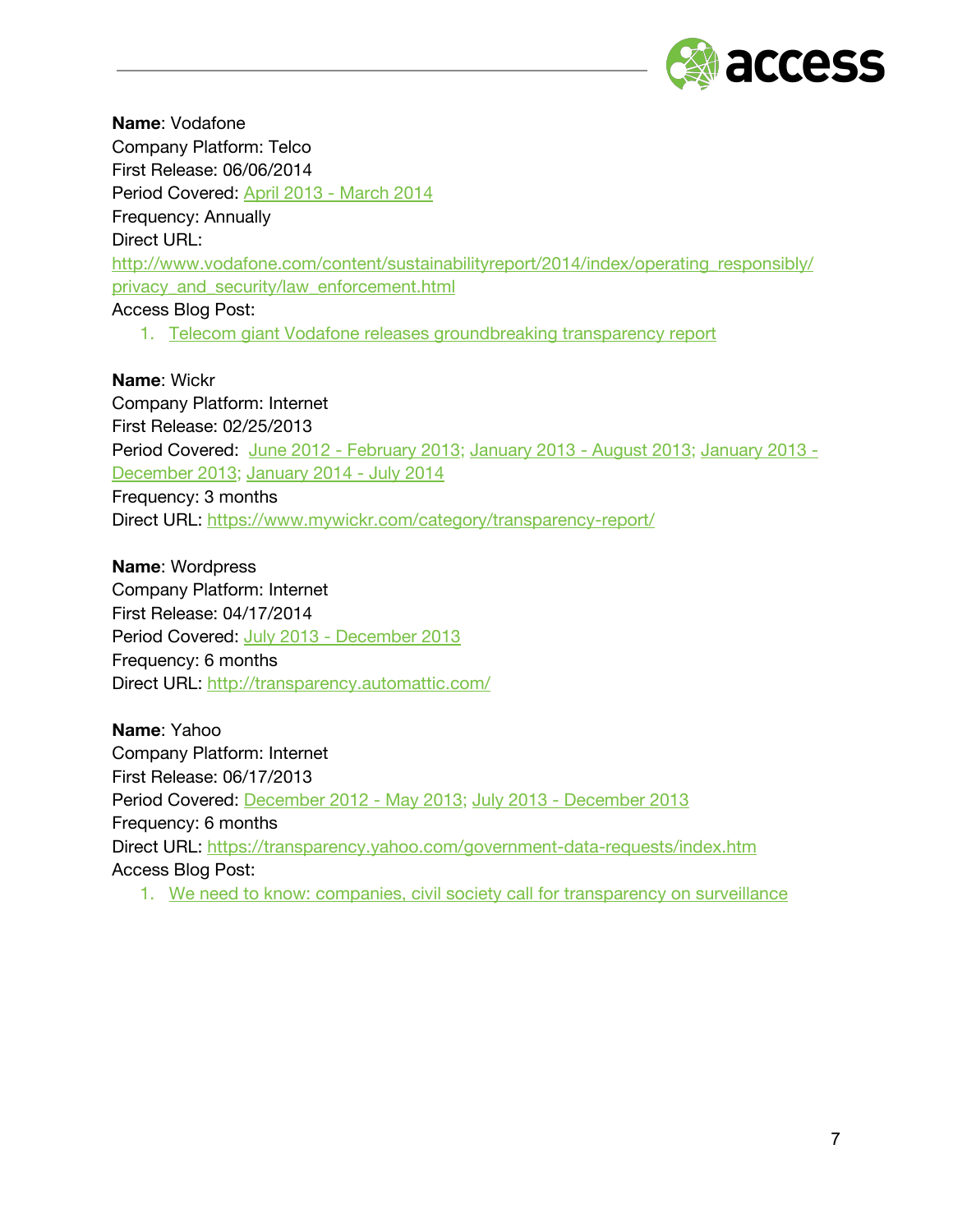**Name**: Vodafone
Company Platform: Telco
First Release: 06/06/2014
Period Covered: April 2013 - March 2014
Frequency: Annually
Direct URL:
http://www.vodafone.com/content/sustainabilityreport/2014/index/operating_responsibly/privacy_and_security/law_enforcement.html
Access Blog Post:

1. Telecom giant Vodafone releases groundbreaking transparency report

**Name**: Wickr
Company Platform: Internet
First Release: 02/25/2013
Period Covered: June 2012 - February 2013; January 2013 - August 2013; January 2013 - December 2013; January 2014 - July 2014
Frequency: 3 months
Direct URL: https://www.mywickr.com/category/transparency-report/

**Name**: Wordpress
Company Platform: Internet
First Release: 04/17/2014
Period Covered: July 2013 - December 2013
Frequency: 6 months
Direct URL: http://transparency.automattic.com/

**Name**: Yahoo
Company Platform: Internet
First Release: 06/17/2013
Period Covered: December 2012 - May 2013; July 2013 - December 2013
Frequency: 6 months
Direct URL: https://transparency.yahoo.com/government-data-requests/index.htm
Access Blog Post:

1. We need to know: companies, civil society call for transparency on surveillance